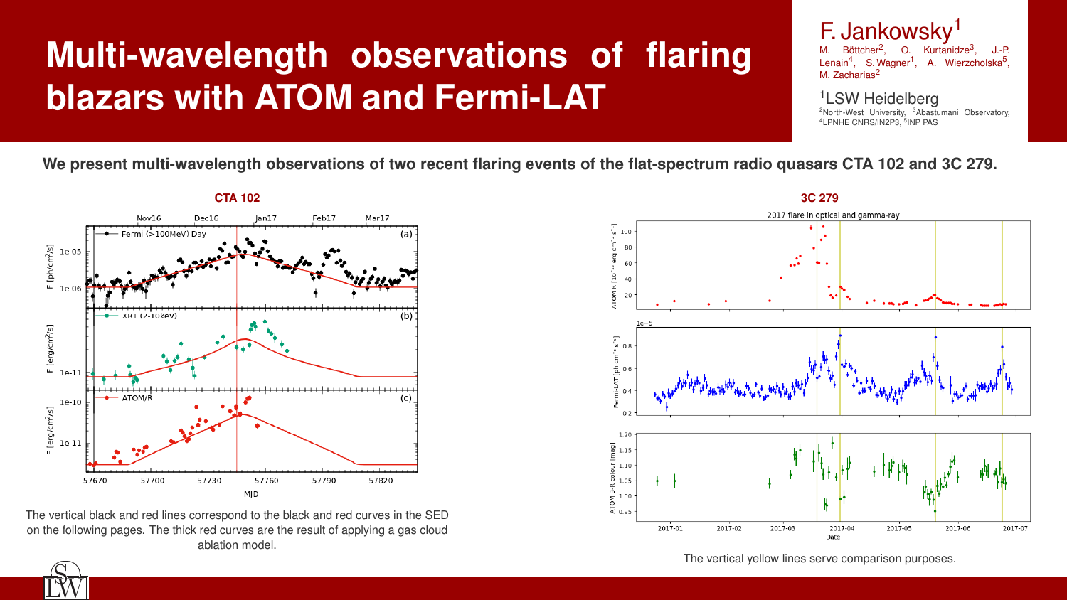# Multi-wavelength observations of flaring blazars with ATOM and Fermi-LAT

F. Jankowsky[1]

M. Böttcher[2], O. Kurtanidze[3], J.-P. Lenain[4], S. Wagner[1], A. Wierzcholska[5], M. Zacharias[2]

[1]LSW Heidelberg

[2]North-West University, [3]Abastumani Observatory, [4]LPNHE CNRS/IN2P3, [5]INP PAS

**We present multi-wavelength observations of two recent flaring events of the flat-spectrum radio quasars CTA 102 and 3C 279.**

## CTA 102

The vertical black and red lines correspond to the black and red curves in the SED on the following pages. The thick red curves are the result of applying a gas cloud ablation model.

## 3C 279

The vertical yellow lines serve comparison purposes.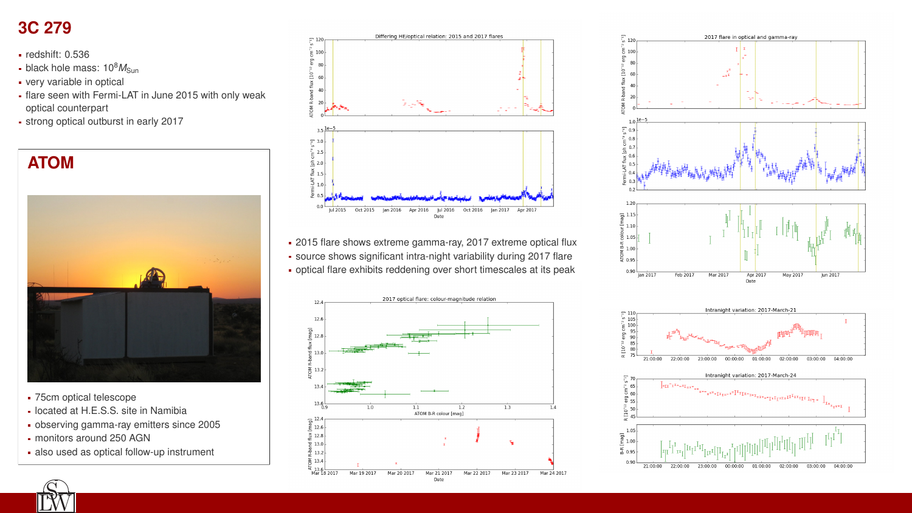# 3C 279

- redshift: 0.536
- black hole mass: $10^8 M_{\rm Sun}$
- very variable in optical
- flare seen with Fermi-LAT in June 2015 with only weak optical counterpart
- strong optical outburst in early 2017

## ATOM

- 75cm optical telescope
- located at H.E.S.S. site in Namibia
- observing gamma-ray emitters since 2005
- monitors around 250 AGN
- also used as optical follow-up instrument

- 2015 flare shows extreme gamma-ray, 2017 extreme optical flux
- source shows significant intra-night variability during 2017 flare
- optical flare exhibits reddening over short timescales at its peak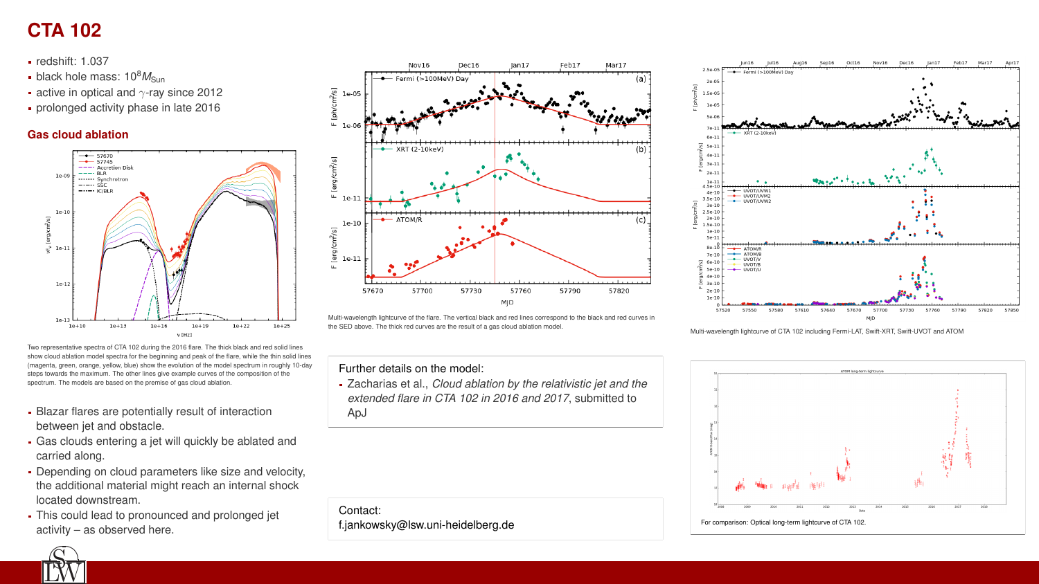# CTA 102

- redshift: 1.037
- black hole mass: $10^8 M_{Sun}$
- active in optical and $\gamma$-ray since 2012
- prolonged activity phase in late 2016

## Gas cloud ablation

57670
57745
Accretion Disk
BLR
Synchrotron
SSC
IC/BLR

$\nu F_\nu$ [erg/cm²/s]

$\nu$ [Hz]

Two representative spectra of CTA 102 during the 2016 flare. The thick black and red solid lines show cloud ablation model spectra for the beginning and peak of the flare, while the thin solid lines (magenta, green, orange, yellow, blue) show the evolution of the model spectrum in roughly 10-day steps towards the maximum. The other lines give example curves of the composition of the spectrum. The models are based on the premise of gas cloud ablation.

- Blazar flares are potentially result of interaction between jet and obstacle.
- Gas clouds entering a jet will quickly be ablated and carried along.
- Depending on cloud parameters like size and velocity, the additional material might reach an internal shock located downstream.
- This could lead to pronounced and prolonged jet activity – as observed here.

Fermi (>100MeV) Day
XRT (2-10keV)
ATOM/R

MJD

Multi-wavelength lightcurve of the flare. The vertical black and red lines correspond to the black and red curves in the SED above. The thick red curves are the result of a gas cloud ablation model.

Further details on the model:

- Zacharias et al., *Cloud ablation by the relativistic jet and the extended flare in CTA 102 in 2016 and 2017*, submitted to ApJ

Contact:
f.jankowsky@lsw.uni-heidelberg.de

Fermi (>100MeV) Day
XRT (2-10keV)
UVOT/UVW1
UVOT/UVM2
UVOT/UVW2
ATOM/R
ATOM/B
UVOT/V
UVOT/B
UVOT/U

MJD

Multi-wavelength lightcurve of CTA 102 including Fermi-LAT, Swift-XRT, Swift-UVOT and ATOM

ATOM long-term lightcurve

For comparison: Optical long-term lightcurve of CTA 102.